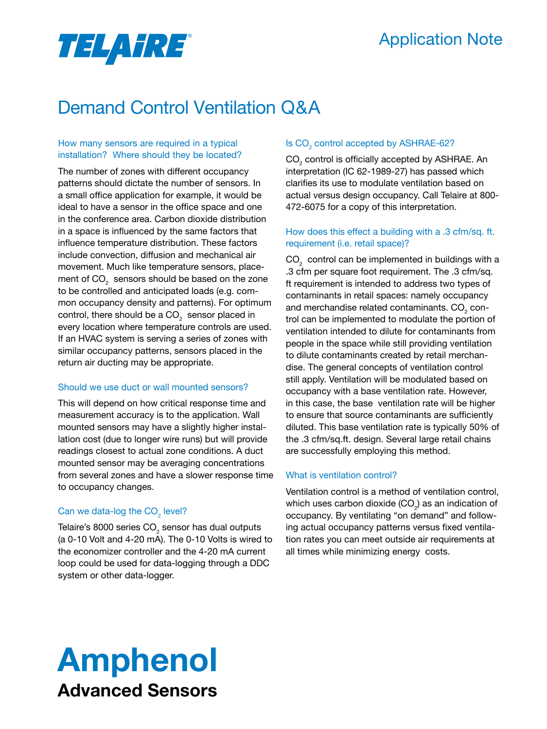TELAIRE®

Application Note

# Demand Control Ventilation Q&A

### How many sensors are required in a typical installation? Where should they be located?

The number of zones with different occupancy patterns should dictate the number of sensors. In a small office application for example, it would be ideal to have a sensor in the office space and one in the conference area. Carbon dioxide distribution in a space is influenced by the same factors that influence temperature distribution. These factors include convection, diffusion and mechanical air movement. Much like temperature sensors, placement of $CO_2$ sensors should be based on the zone to be controlled and anticipated loads (e.g. common occupancy density and patterns). For optimum control, there should be a $CO_2$ sensor placed in every location where temperature controls are used. If an HVAC system is serving a series of zones with similar occupancy patterns, sensors placed in the return air ducting may be appropriate.

### Should we use duct or wall mounted sensors?

This will depend on how critical response time and measurement accuracy is to the application. Wall mounted sensors may have a slightly higher installation cost (due to longer wire runs) but will provide readings closest to actual zone conditions. A duct mounted sensor may be averaging concentrations from several zones and have a slower response time to occupancy changes.

### Can we data-log the $CO_2$ level?

Telaire's 8000 series $CO_2$ sensor has dual outputs (a 0-10 Volt and 4-20 mA). The 0-10 Volts is wired to the economizer controller and the 4-20 mA current loop could be used for data-logging through a DDC system or other data-logger.

### Is $CO_2$ control accepted by ASHRAE-62?

$CO_2$ control is officially accepted by ASHRAE. An interpretation (IC 62-1989-27) has passed which clarifies its use to modulate ventilation based on actual versus design occupancy. Call Telaire at 800-472-6075 for a copy of this interpretation.

### How does this effect a building with a .3 cfm/sq. ft. requirement (i.e. retail space)?

$CO_2$ control can be implemented in buildings with a .3 cfm per square foot requirement. The .3 cfm/sq. ft requirement is intended to address two types of contaminants in retail spaces: namely occupancy and merchandise related contaminants. $CO_2$ control can be implemented to modulate the portion of ventilation intended to dilute for contaminants from people in the space while still providing ventilation to dilute contaminants created by retail merchandise. The general concepts of ventilation control still apply. Ventilation will be modulated based on occupancy with a base ventilation rate. However, in this case, the base ventilation rate will be higher to ensure that source contaminants are sufficiently diluted. This base ventilation rate is typically 50% of the .3 cfm/sq.ft. design. Several large retail chains are successfully employing this method.

### What is ventilation control?

Ventilation control is a method of ventilation control, which uses carbon dioxide ($CO_2$) as an indication of occupancy. By ventilating "on demand" and following actual occupancy patterns versus fixed ventilation rates you can meet outside air requirements at all times while minimizing energy costs.

**Amphenol**
**Advanced Sensors**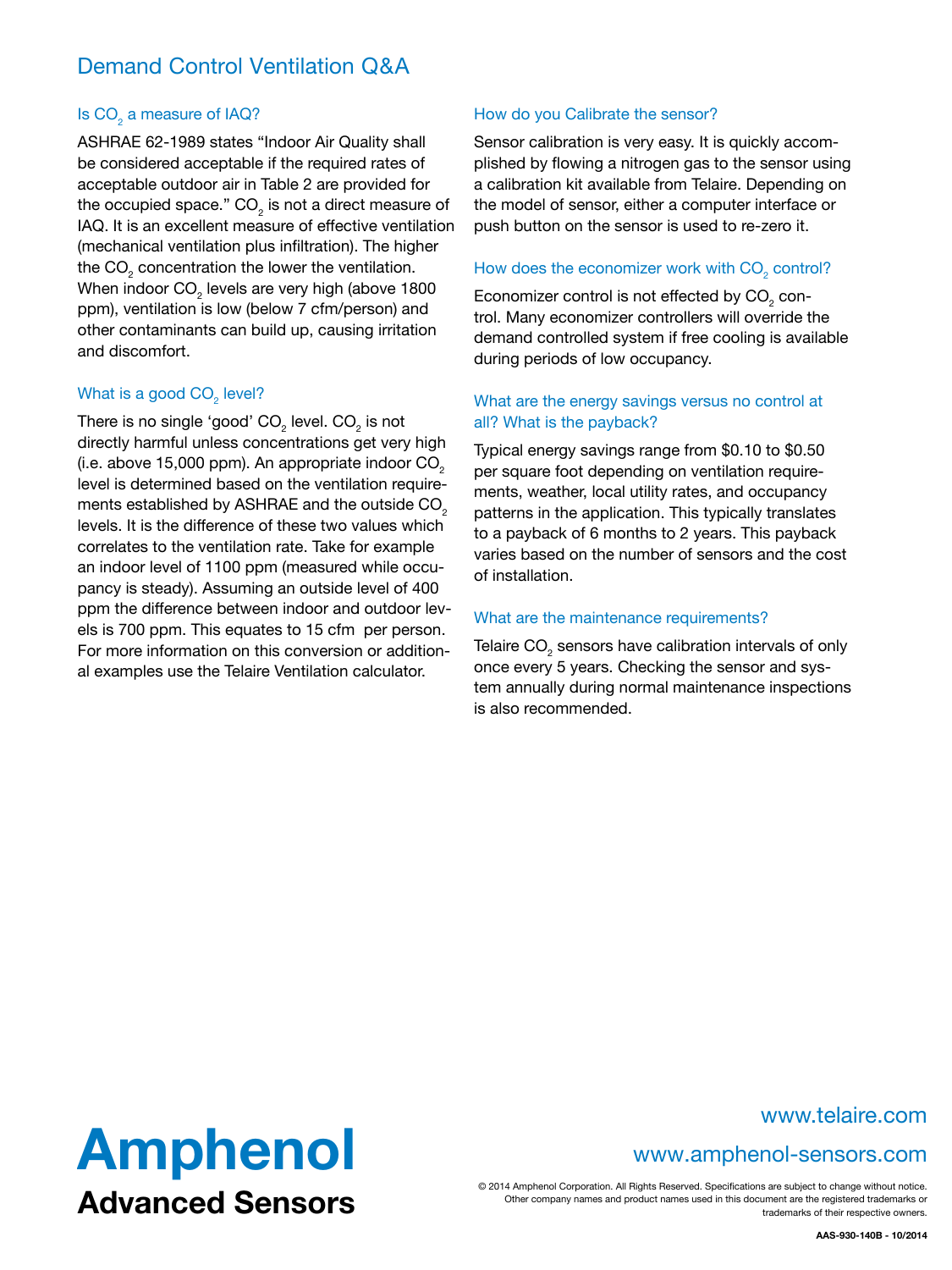# Demand Control Ventilation Q&A

### Is $CO_2$ a measure of IAQ?

ASHRAE 62-1989 states "Indoor Air Quality shall be considered acceptable if the required rates of acceptable outdoor air in Table 2 are provided for the occupied space." $CO_2$ is not a direct measure of IAQ. It is an excellent measure of effective ventilation (mechanical ventilation plus infiltration). The higher the $CO_2$ concentration the lower the ventilation. When indoor $CO_2$ levels are very high (above 1800 ppm), ventilation is low (below 7 cfm/person) and other contaminants can build up, causing irritation and discomfort.

### What is a good $CO_2$ level?

There is no single 'good' $CO_2$ level. $CO_2$ is not directly harmful unless concentrations get very high (i.e. above 15,000 ppm). An appropriate indoor $CO_2$ level is determined based on the ventilation requirements established by ASHRAE and the outside $CO_2$ levels. It is the difference of these two values which correlates to the ventilation rate. Take for example an indoor level of 1100 ppm (measured while occupancy is steady). Assuming an outside level of 400 ppm the difference between indoor and outdoor levels is 700 ppm. This equates to 15 cfm per person. For more information on this conversion or additional examples use the Telaire Ventilation calculator.

### How do you Calibrate the sensor?

Sensor calibration is very easy. It is quickly accomplished by flowing a nitrogen gas to the sensor using a calibration kit available from Telaire. Depending on the model of sensor, either a computer interface or push button on the sensor is used to re-zero it.

### How does the economizer work with $CO_2$ control?

Economizer control is not effected by $CO_2$ control. Many economizer controllers will override the demand controlled system if free cooling is available during periods of low occupancy.

### What are the energy savings versus no control at all? What is the payback?

Typical energy savings range from $0.10 to $0.50 per square foot depending on ventilation requirements, weather, local utility rates, and occupancy patterns in the application. This typically translates to a payback of 6 months to 2 years. This payback varies based on the number of sensors and the cost of installation.

### What are the maintenance requirements?

Telaire $CO_2$ sensors have calibration intervals of only once every 5 years. Checking the sensor and system annually during normal maintenance inspections is also recommended.

**Amphenol**
**Advanced Sensors**

www.telaire.com

www.amphenol-sensors.com

© 2014 Amphenol Corporation. All Rights Reserved. Specifications are subject to change without notice. Other company names and product names used in this document are the registered trademarks or trademarks of their respective owners.

AAS-930-140B - 10/2014